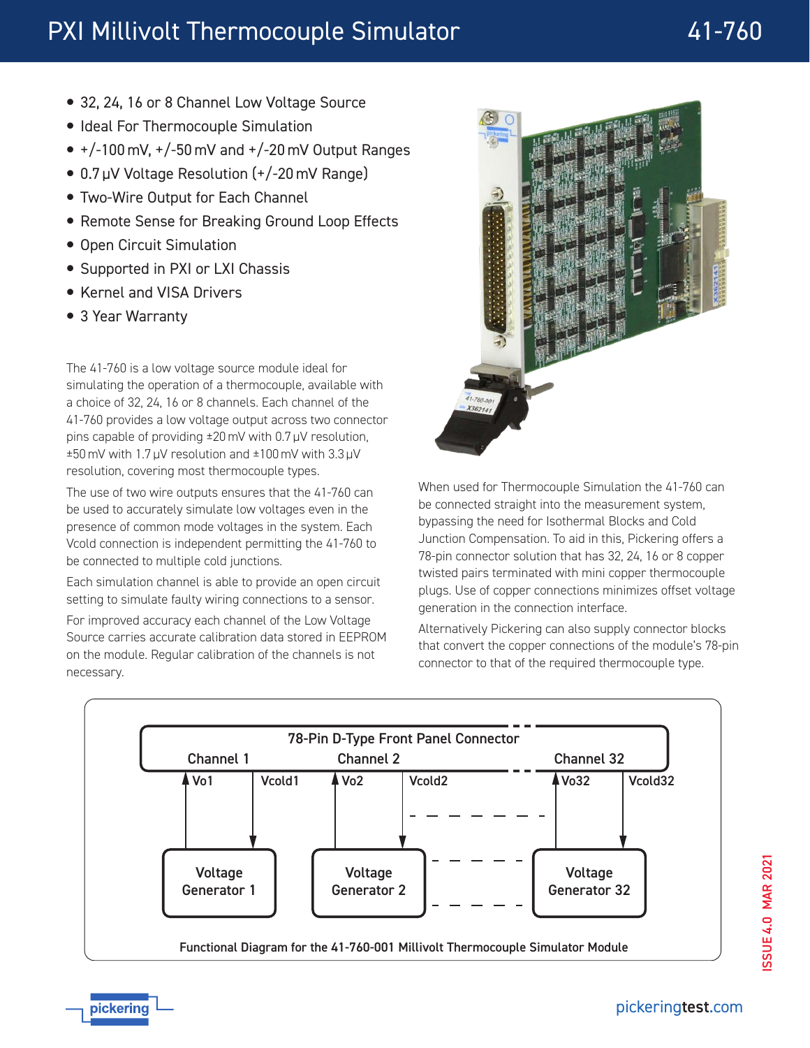# PXI Millivolt Thermocouple Simulator

# 41-760

- 32, 24, 16 or 8 Channel Low Voltage Source
- Ideal For Thermocouple Simulation
- +/-100 mV, +/-50 mV and +/-20 mV Output Ranges
- 0.7 μV Voltage Resolution (+/-20 mV Range)
- Two-Wire Output for Each Channel
- Remote Sense for Breaking Ground Loop Effects
- Open Circuit Simulation
- Supported in PXI or LXI Chassis
- Kernel and VISA Drivers
- 3 Year Warranty

The 41-760 is a low voltage source module ideal for simulating the operation of a thermocouple, available with a choice of 32, 24, 16 or 8 channels. Each channel of the 41-760 provides a low voltage output across two connector pins capable of providing ±20 mV with 0.7 μV resolution, ±50 mV with 1.7 μV resolution and ±100 mV with 3.3 μV resolution, covering most thermocouple types.

The use of two wire outputs ensures that the 41-760 can be used to accurately simulate low voltages even in the presence of common mode voltages in the system. Each Vcold connection is independent permitting the 41-760 to be connected to multiple cold junctions.

Each simulation channel is able to provide an open circuit setting to simulate faulty wiring connections to a sensor.

For improved accuracy each channel of the Low Voltage Source carries accurate calibration data stored in EEPROM on the module. Regular calibration of the channels is not necessary.

When used for Thermocouple Simulation the 41-760 can be connected straight into the measurement system, bypassing the need for Isothermal Blocks and Cold Junction Compensation. To aid in this, Pickering offers a 78-pin connector solution that has 32, 24, 16 or 8 copper twisted pairs terminated with mini copper thermocouple plugs. Use of copper connections minimizes offset voltage generation in the connection interface.

Alternatively Pickering can also supply connector blocks that convert the copper connections of the module's 78-pin connector to that of the required thermocouple type.

78-Pin D-Type Front Panel Connector

Channel 1 Channel 2 Channel 32

Vo1 Vcold1 Vo2 Vcold2 Vo32 Vcold32

Voltage Generator 1

Voltage Generator 2

Voltage Generator 32

Functional Diagram for the 41-760-001 Millivolt Thermocouple Simulator Module

ISSUE 4.0 MAR 2021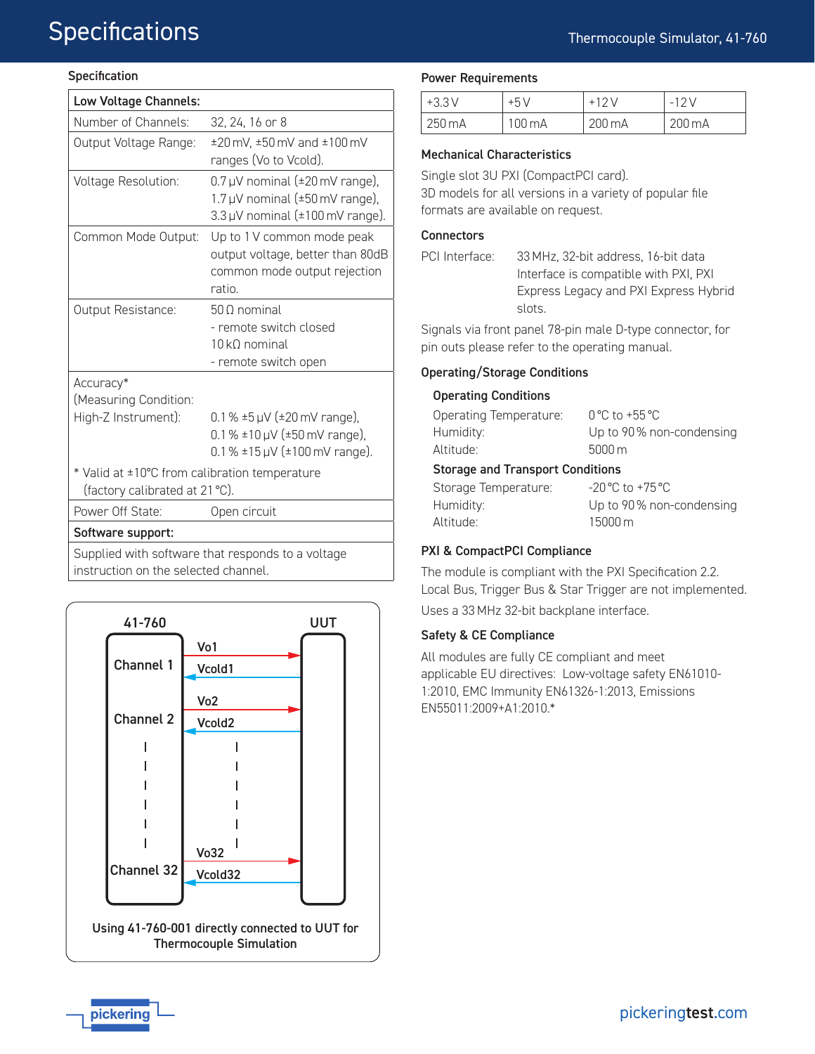# Specifications

## Specification

| Low Voltage Channels: | |
|---|---|
| Number of Channels: | 32, 24, 16 or 8 |
| Output Voltage Range: | ±20 mV, ±50 mV and ±100 mV ranges (Vo to Vcold). |
| Voltage Resolution: | 0.7 µV nominal (±20 mV range), 1.7 µV nominal (±50 mV range), 3.3 µV nominal (±100 mV range). |
| Common Mode Output: | Up to 1 V common mode peak output voltage, better than 80dB common mode output rejection ratio. |
| Output Resistance: | 50 Ω nominal - remote switch closed 10 kΩ nominal - remote switch open |
| Accuracy* (Measuring Condition: High-Z Instrument): | 0.1 % ±5 µV (±20 mV range), 0.1 % ±10 µV (±50 mV range), 0.1 % ±15 µV (±100 mV range). |
| * Valid at ±10°C from calibration temperature (factory calibrated at 21 °C). | |
| Power Off State: | Open circuit |
| **Software support:** | |
| Supplied with software that responds to a voltage instruction on the selected channel. | |

41-760

UUT

Channel 1

Vo1

Vcold1

Channel 2

Vo2

Vcold2

Channel 32

Vo32

Vcold32

Using 41-760-001 directly connected to UUT for Thermocouple Simulation

## Power Requirements

| +3.3 V | +5 V | +12 V | -12 V |
|---|---|---|---|
| 250 mA | 100 mA | 200 mA | 200 mA |

## Mechanical Characteristics

Single slot 3U PXI (CompactPCI card).
3D models for all versions in a variety of popular file formats are available on request.

## Connectors

PCI Interface: 33 MHz, 32-bit address, 16-bit data Interface is compatible with PXI, PXI Express Legacy and PXI Express Hybrid slots.

Signals via front panel 78-pin male D-type connector, for pin outs please refer to the operating manual.

## Operating/Storage Conditions

### Operating Conditions

| | |
|---|---|
| Operating Temperature: | 0 °C to +55 °C |
| Humidity: | Up to 90 % non-condensing |
| Altitude: | 5000 m |

### Storage and Transport Conditions

| | |
|---|---|
| Storage Temperature: | -20 °C to +75 °C |
| Humidity: | Up to 90 % non-condensing |
| Altitude: | 15000 m |

## PXI & CompactPCI Compliance

The module is compliant with the PXI Specification 2.2. Local Bus, Trigger Bus & Star Trigger are not implemented.

Uses a 33 MHz 32-bit backplane interface.

## Safety & CE Compliance

All modules are fully CE compliant and meet applicable EU directives: Low-voltage safety EN61010-1:2010, EMC Immunity EN61326-1:2013, Emissions EN55011:2009+A1:2010.*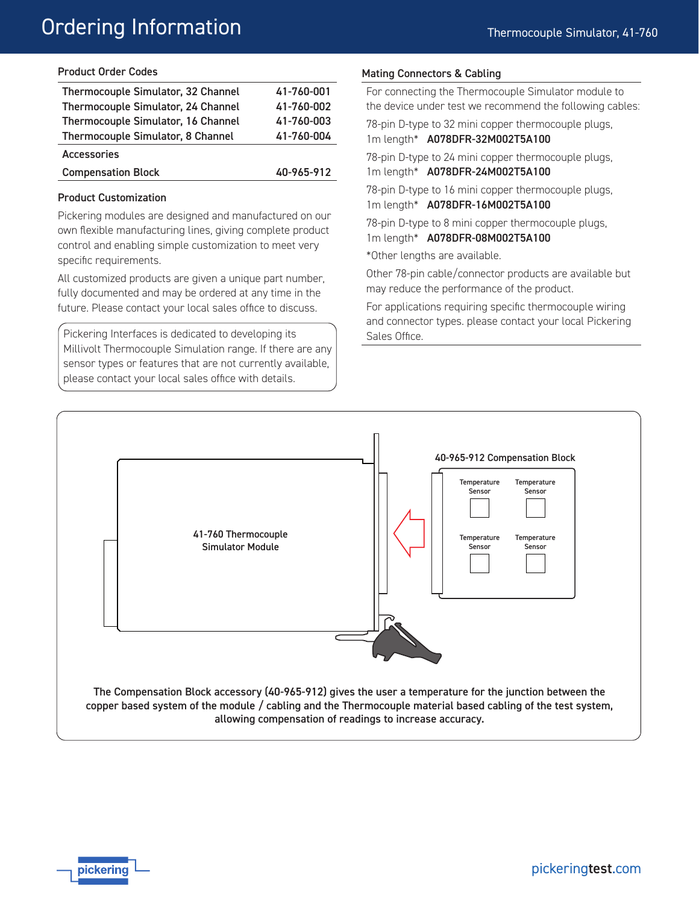# Ordering Information

## Product Order Codes

| | |
|---|---|
| Thermocouple Simulator, 32 Channel | 41-760-001 |
| Thermocouple Simulator, 24 Channel | 41-760-002 |
| Thermocouple Simulator, 16 Channel | 41-760-003 |
| Thermocouple Simulator, 8 Channel | 41-760-004 |
| **Accessories** | |
| Compensation Block | 40-965-912 |

## Product Customization

Pickering modules are designed and manufactured on our own flexible manufacturing lines, giving complete product control and enabling simple customization to meet very specific requirements.

All customized products are given a unique part number, fully documented and may be ordered at any time in the future. Please contact your local sales office to discuss.

Pickering Interfaces is dedicated to developing its Millivolt Thermocouple Simulation range. If there are any sensor types or features that are not currently available, please contact your local sales office with details.

## Mating Connectors & Cabling

For connecting the Thermocouple Simulator module to the device under test we recommend the following cables:

78-pin D-type to 32 mini copper thermocouple plugs, 1m length* **A078DFR-32M002T5A100**

78-pin D-type to 24 mini copper thermocouple plugs, 1m length* **A078DFR-24M002T5A100**

78-pin D-type to 16 mini copper thermocouple plugs, 1m length* **A078DFR-16M002T5A100**

78-pin D-type to 8 mini copper thermocouple plugs, 1m length* **A078DFR-08M002T5A100**

*Other lengths are available.

Other 78-pin cable/connector products are available but may reduce the performance of the product.

For applications requiring specific thermocouple wiring and connector types. please contact your local Pickering Sales Office.

41-760 Thermocouple Simulator Module

40-965-912 Compensation Block

Temperature Sensor

Temperature Sensor

Temperature Sensor

Temperature Sensor

**The Compensation Block accessory (40-965-912) gives the user a temperature for the junction between the copper based system of the module / cabling and the Thermocouple material based cabling of the test system, allowing compensation of readings to increase accuracy.**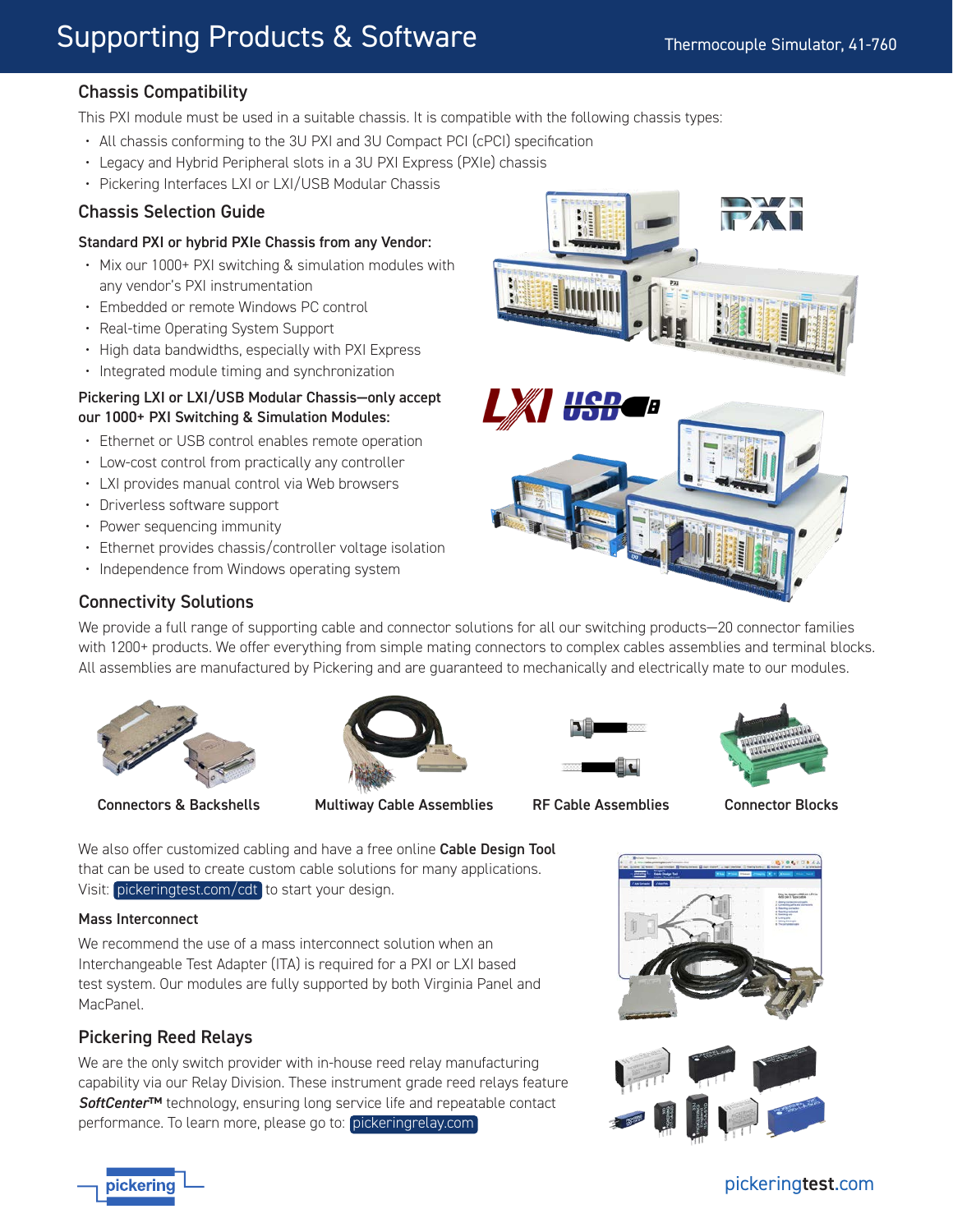# Supporting Products & Software

## Chassis Compatibility

This PXI module must be used in a suitable chassis. It is compatible with the following chassis types:

- All chassis conforming to the 3U PXI and 3U Compact PCI (cPCI) specification
- Legacy and Hybrid Peripheral slots in a 3U PXI Express (PXIe) chassis
- Pickering Interfaces LXI or LXI/USB Modular Chassis

## Chassis Selection Guide

### Standard PXI or hybrid PXIe Chassis from any Vendor:

- Mix our 1000+ PXI switching & simulation modules with any vendor's PXI instrumentation
- Embedded or remote Windows PC control
- Real-time Operating System Support
- High data bandwidths, especially with PXI Express
- Integrated module timing and synchronization

### Pickering LXI or LXI/USB Modular Chassis—only accept our 1000+ PXI Switching & Simulation Modules:

- Ethernet or USB control enables remote operation
- Low-cost control from practically any controller
- LXI provides manual control via Web browsers
- Driverless software support
- Power sequencing immunity
- Ethernet provides chassis/controller voltage isolation
- Independence from Windows operating system

## Connectivity Solutions

We provide a full range of supporting cable and connector solutions for all our switching products—20 connector families with 1200+ products. We offer everything from simple mating connectors to complex cables assemblies and terminal blocks. All assemblies are manufactured by Pickering and are guaranteed to mechanically and electrically mate to our modules.

**Connectors & Backshells** | **Multiway Cable Assemblies** | **RF Cable Assemblies** | **Connector Blocks**

We also offer customized cabling and have a free online **Cable Design Tool** that can be used to create custom cable solutions for many applications. Visit: pickeringtest.com/cdt to start your design.

### Mass Interconnect

We recommend the use of a mass interconnect solution when an Interchangeable Test Adapter (ITA) is required for a PXI or LXI based test system. Our modules are fully supported by both Virginia Panel and MacPanel.

## Pickering Reed Relays

We are the only switch provider with in-house reed relay manufacturing capability via our Relay Division. These instrument grade reed relays feature ***SoftCenter™*** technology, ensuring long service life and repeatable contact performance. To learn more, please go to: pickeringrelay.com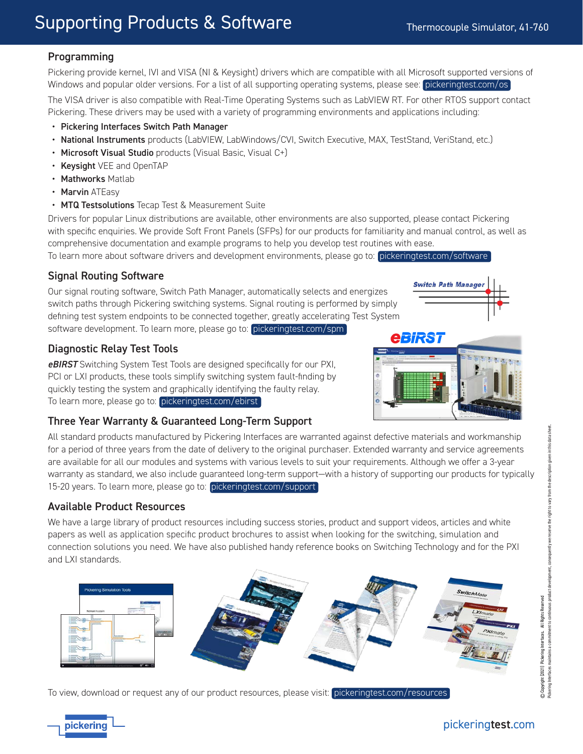# Supporting Products & Software

## Programming

Pickering provide kernel, IVI and VISA (NI & Keysight) drivers which are compatible with all Microsoft supported versions of Windows and popular older versions. For a list of all supporting operating systems, please see: pickeringtest.com/os

The VISA driver is also compatible with Real-Time Operating Systems such as LabVIEW RT. For other RTOS support contact Pickering. These drivers may be used with a variety of programming environments and applications including:

- **Pickering Interfaces Switch Path Manager**
- **National Instruments** products (LabVIEW, LabWindows/CVI, Switch Executive, MAX, TestStand, VeriStand, etc.)
- **Microsoft Visual Studio** products (Visual Basic, Visual C+)
- **Keysight** VEE and OpenTAP
- **Mathworks** Matlab
- **Marvin** ATEasy
- **MTQ Testsolutions** Tecap Test & Measurement Suite

Drivers for popular Linux distributions are available, other environments are also supported, please contact Pickering with specific enquiries. We provide Soft Front Panels (SFPs) for our products for familiarity and manual control, as well as comprehensive documentation and example programs to help you develop test routines with ease.

To learn more about software drivers and development environments, please go to: pickeringtest.com/software

## Signal Routing Software

Our signal routing software, Switch Path Manager, automatically selects and energizes switch paths through Pickering switching systems. Signal routing is performed by simply defining test system endpoints to be connected together, greatly accelerating Test System software development. To learn more, please go to: pickeringtest.com/spm

## Diagnostic Relay Test Tools

***eBIRST*** Switching System Test Tools are designed specifically for our PXI, PCI or LXI products, these tools simplify switching system fault-finding by quickly testing the system and graphically identifying the faulty relay.

To learn more, please go to: pickeringtest.com/ebirst

## Three Year Warranty & Guaranteed Long-Term Support

All standard products manufactured by Pickering Interfaces are warranted against defective materials and workmanship for a period of three years from the date of delivery to the original purchaser. Extended warranty and service agreements are available for all our modules and systems with various levels to suit your requirements. Although we offer a 3-year warranty as standard, we also include guaranteed long-term support—with a history of supporting our products for typically 15-20 years. To learn more, please go to: pickeringtest.com/support

## Available Product Resources

We have a large library of product resources including success stories, product and support videos, articles and white papers as well as application specific product brochures to assist when looking for the switching, simulation and connection solutions you need. We have also published handy reference books on Switching Technology and for the PXI and LXI standards.

To view, download or request any of our product resources, please visit: pickeringtest.com/resources

© Copyright (2021) Pickering Interfaces. All Rights Reserved
Pickering Interfaces maintains a commitment to continuous product development, consequently we reserve the right to vary from the description given in this data sheet.